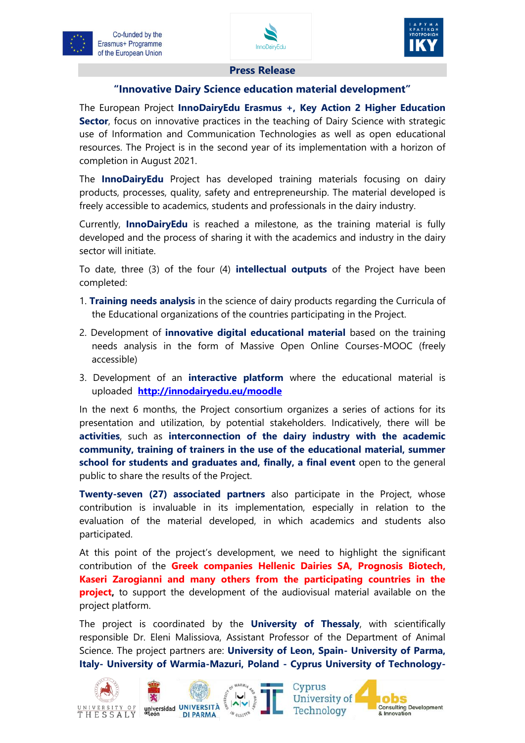Co-funded by the Erasmus+ Programme of the European Union

## Press Release

### "Innovative Dairy Science education material development"

The European Project **InnoDairyEdu Erasmus +, Key Action 2 Higher Education Sector**, focus on innovative practices in the teaching of Dairy Science with strategic use of Information and Communication Technologies as well as open educational resources. The Project is in the second year of its implementation with a horizon of completion in August 2021.

The **InnoDairyEdu** Project has developed training materials focusing on dairy products, processes, quality, safety and entrepreneurship. The material developed is freely accessible to academics, students and professionals in the dairy industry.

Currently, **InnoDairyEdu** is reached a milestone, as the training material is fully developed and the process of sharing it with the academics and industry in the dairy sector will initiate.

To date, three (3) of the four (4) **intellectual outputs** of the Project have been completed:

1. **Training needs analysis** in the science of dairy products regarding the Curricula of the Educational organizations of the countries participating in the Project.
2. Development of **innovative digital educational material** based on the training needs analysis in the form of Massive Open Online Courses-MOOC (freely accessible)
3. Development of an **interactive platform** where the educational material is uploaded **http://innodairyedu.eu/moodle**

In the next 6 months, the Project consortium organizes a series of actions for its presentation and utilization, by potential stakeholders. Indicatively, there will be **activities**, such as **interconnection of the dairy industry with the academic community, training of trainers in the use of the educational material, summer school for students and graduates and, finally, a final event** open to the general public to share the results of the Project.

**Twenty-seven (27) associated partners** also participate in the Project, whose contribution is invaluable in its implementation, especially in relation to the evaluation of the material developed, in which academics and students also participated.

At this point of the project's development, we need to highlight the significant contribution of the **Greek companies Hellenic Dairies SA, Prognosis Biotech, Kaseri Zarogianni and many others from the participating countries in the project,** to support the development of the audiovisual material available on the project platform.

The project is coordinated by the **University of Thessaly**, with scientifically responsible Dr. Eleni Malissiova, Assistant Professor of the Department of Animal Science. The project partners are: **University of Leon, Spain- University of Parma, Italy- University of Warmia-Mazuri, Poland - Cyprus University of Technology-**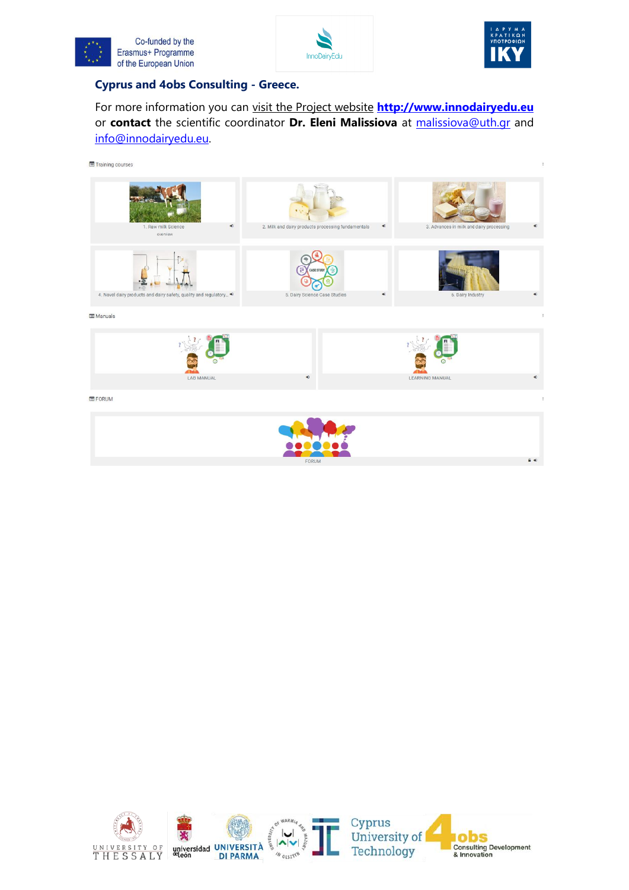**Cyprus and 4obs Consulting - Greece.**

For more information you can visit the Project website **http://www.innodairyedu.eu** or **contact** the scientific coordinator **Dr. Eleni Malissiova** at malissiova@uth.gr and info@innodairyedu.eu.

Training courses

1. Raw milk Science

overview

2. Milk and dairy products processing fundamentals

3. Advances in milk and dairy processing

4. Novel dairy products and dairy safety, quality and regulatory...

5. Dairy Science Case Studies

6. Dairy Industry

Manuals

LAB MANUAL

LEARNING MANUAL

FORUM

FORUM